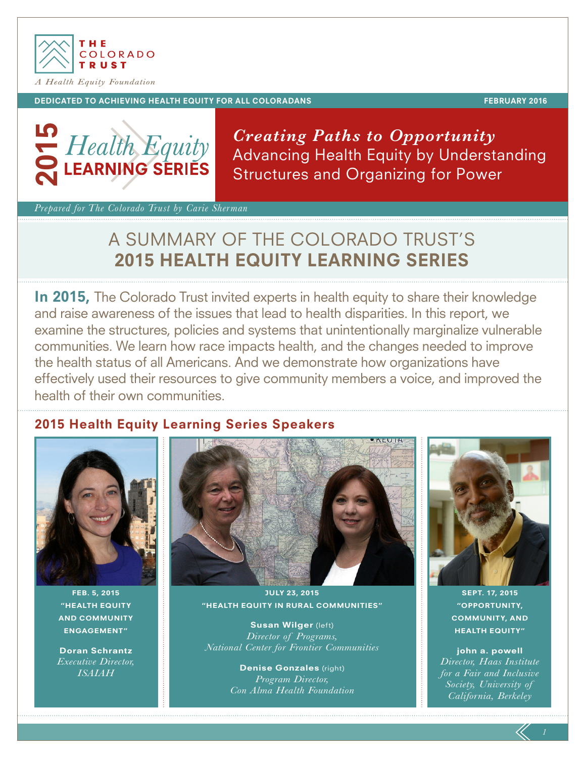THE COLORADO TRUST

*A Health Equity Foundation*

DEDICATED TO ACHIEVING HEALTH EQUITY FOR ALL COLORADANS

FEBRUARY 2016

**2015 Health Equity LEARNING SERIES**

# *Creating Paths to Opportunity*
## Advancing Health Equity by Understanding Structures and Organizing for Power

*Prepared for The Colorado Trust by Carie Sherman*

# A SUMMARY OF THE COLORADO TRUST'S **2015 HEALTH EQUITY LEARNING SERIES**

**In 2015,** The Colorado Trust invited experts in health equity to share their knowledge and raise awareness of the issues that lead to health disparities. In this report, we examine the structures, policies and systems that unintentionally marginalize vulnerable communities. We learn how race impacts health, and the changes needed to improve the health status of all Americans. And we demonstrate how organizations have effectively used their resources to give community members a voice, and improved the health of their own communities.

### 2015 Health Equity Learning Series Speakers

**FEB. 5, 2015**
**"HEALTH EQUITY AND COMMUNITY ENGAGEMENT"**

**Doran Schrantz**
*Executive Director, ISAIAH*

**JULY 23, 2015**
**"HEALTH EQUITY IN RURAL COMMUNITIES"**

**Susan Wilger** (left)
*Director of Programs, National Center for Frontier Communities*

**Denise Gonzales** (right)
*Program Director, Con Alma Health Foundation*

**SEPT. 17, 2015**
**"OPPORTUNITY, COMMUNITY, AND HEALTH EQUITY"**

**john a. powell**
*Director, Haas Institute for a Fair and Inclusive Society, University of California, Berkeley*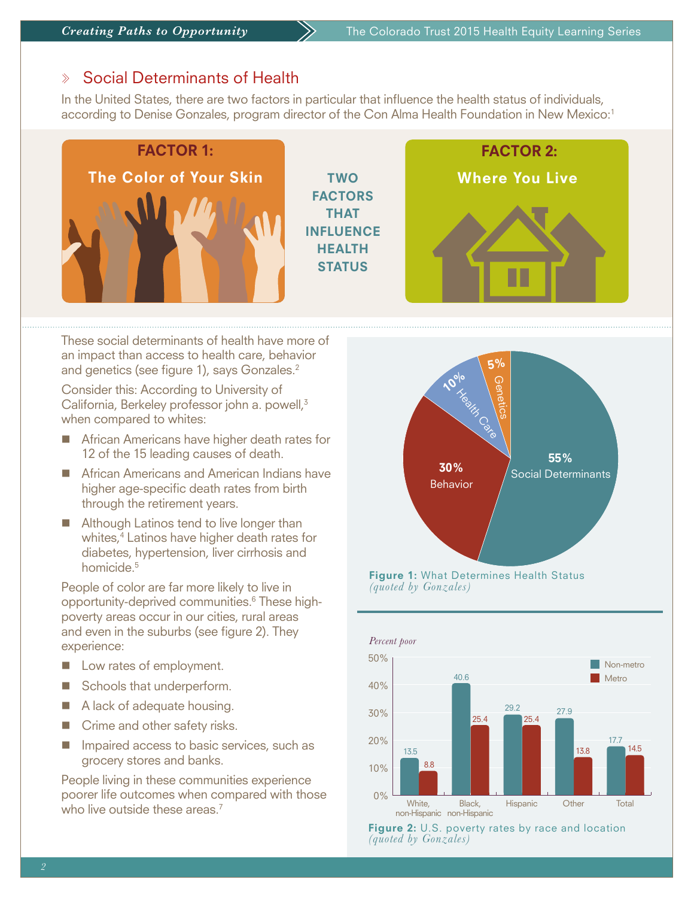## Social Determinants of Health

In the United States, there are two factors in particular that influence the health status of individuals, according to Denise Gonzales, program director of the Con Alma Health Foundation in New Mexico:[1]

**FACTOR 1:** The Color of Your Skin

**TWO FACTORS THAT INFLUENCE HEALTH STATUS**

**FACTOR 2:** Where You Live

These social determinants of health have more of an impact than access to health care, behavior and genetics (see figure 1), says Gonzales.[2]

Consider this: According to University of California, Berkeley professor john a. powell,[3] when compared to whites:

- African Americans have higher death rates for 12 of the 15 leading causes of death.
- African Americans and American Indians have higher age-specific death rates from birth through the retirement years.
- Although Latinos tend to live longer than whites,[4] Latinos have higher death rates for diabetes, hypertension, liver cirrhosis and homicide.[5]

People of color are far more likely to live in opportunity-deprived communities.[6] These high-poverty areas occur in our cities, rural areas and even in the suburbs (see figure 2). They experience:

- Low rates of employment.
- Schools that underperform.
- A lack of adequate housing.
- Crime and other safety risks.
- Impaired access to basic services, such as grocery stores and banks.

People living in these communities experience poorer life outcomes when compared with those who live outside these areas.[7]

| Determinant | Percent |
|---|---|
| Social Determinants | 55% |
| Behavior | 30% |
| Health Care | 10% |
| Genetics | 5% |

**Figure 1:** What Determines Health Status *(quoted by Gonzales)*

Percent poor

| | Non-metro | Metro |
|---|---|---|
| White, non-Hispanic | 13.5 | 8.8 |
| Black, non-Hispanic | 40.6 | 25.4 |
| Hispanic | 29.2 | 25.4 |
| Other | 27.9 | 13.8 |
| Total | 17.7 | 14.5 |

**Figure 2:** U.S. poverty rates by race and location *(quoted by Gonzales)*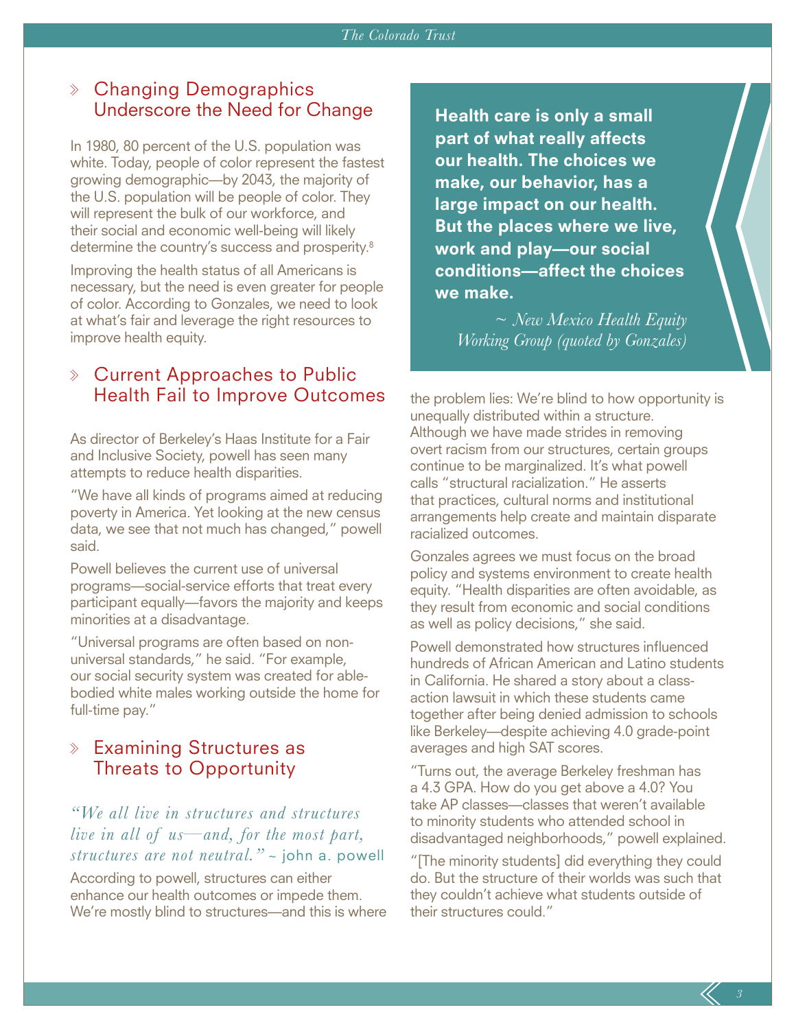## Changing Demographics Underscore the Need for Change

In 1980, 80 percent of the U.S. population was white. Today, people of color represent the fastest growing demographic—by 2043, the majority of the U.S. population will be people of color. They will represent the bulk of our workforce, and their social and economic well-being will likely determine the country's success and prosperity.[8]

Improving the health status of all Americans is necessary, but the need is even greater for people of color. According to Gonzales, we need to look at what's fair and leverage the right resources to improve health equity.

## Current Approaches to Public Health Fail to Improve Outcomes

As director of Berkeley's Haas Institute for a Fair and Inclusive Society, powell has seen many attempts to reduce health disparities.

"We have all kinds of programs aimed at reducing poverty in America. Yet looking at the new census data, we see that not much has changed," powell said.

Powell believes the current use of universal programs—social-service efforts that treat every participant equally—favors the majority and keeps minorities at a disadvantage.

"Universal programs are often based on non-universal standards," he said. "For example, our social security system was created for able-bodied white males working outside the home for full-time pay."

## Examining Structures as Threats to Opportunity

*"We all live in structures and structures live in all of us—and, for the most part, structures are not neutral."* ~ john a. powell

According to powell, structures can either enhance our health outcomes or impede them. We're mostly blind to structures—and this is where the problem lies: We're blind to how opportunity is unequally distributed within a structure. Although we have made strides in removing overt racism from our structures, certain groups continue to be marginalized. It's what powell calls "structural racialization." He asserts that practices, cultural norms and institutional arrangements help create and maintain disparate racialized outcomes.

Gonzales agrees we must focus on the broad policy and systems environment to create health equity. "Health disparities are often avoidable, as they result from economic and social conditions as well as policy decisions," she said.

Powell demonstrated how structures influenced hundreds of African American and Latino students in California. He shared a story about a class-action lawsuit in which these students came together after being denied admission to schools like Berkeley—despite achieving 4.0 grade-point averages and high SAT scores.

"Turns out, the average Berkeley freshman has a 4.3 GPA. How do you get above a 4.0? You take AP classes—classes that weren't available to minority students who attended school in disadvantaged neighborhoods," powell explained.

"[The minority students] did everything they could do. But the structure of their worlds was such that they couldn't achieve what students outside of their structures could."

**Health care is only a small part of what really affects our health. The choices we make, our behavior, has a large impact on our health. But the places where we live, work and play—our social conditions—affect the choices we make.**

*~ New Mexico Health Equity Working Group (quoted by Gonzales)*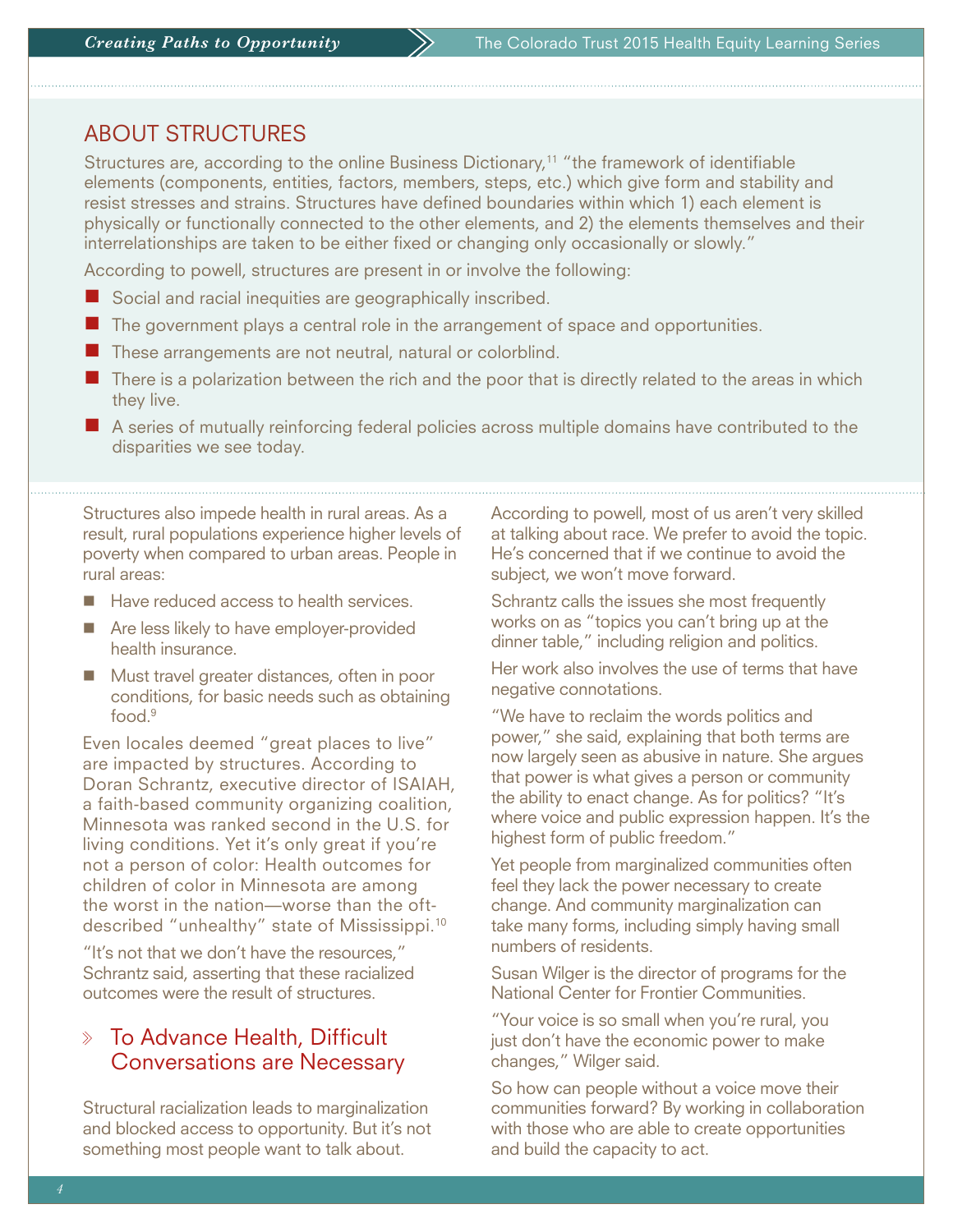## ABOUT STRUCTURES

Structures are, according to the online Business Dictionary,[11] "the framework of identifiable elements (components, entities, factors, members, steps, etc.) which give form and stability and resist stresses and strains. Structures have defined boundaries within which 1) each element is physically or functionally connected to the other elements, and 2) the elements themselves and their interrelationships are taken to be either fixed or changing only occasionally or slowly."

According to powell, structures are present in or involve the following:

- Social and racial inequities are geographically inscribed.
- The government plays a central role in the arrangement of space and opportunities.
- These arrangements are not neutral, natural or colorblind.
- There is a polarization between the rich and the poor that is directly related to the areas in which they live.
- A series of mutually reinforcing federal policies across multiple domains have contributed to the disparities we see today.

Structures also impede health in rural areas. As a result, rural populations experience higher levels of poverty when compared to urban areas. People in rural areas:

- Have reduced access to health services.
- Are less likely to have employer-provided health insurance.
- Must travel greater distances, often in poor conditions, for basic needs such as obtaining food.[9]

Even locales deemed "great places to live" are impacted by structures. According to Doran Schrantz, executive director of ISAIAH, a faith-based community organizing coalition, Minnesota was ranked second in the U.S. for living conditions. Yet it's only great if you're not a person of color: Health outcomes for children of color in Minnesota are among the worst in the nation—worse than the oft-described "unhealthy" state of Mississippi.[10]

"It's not that we don't have the resources," Schrantz said, asserting that these racialized outcomes were the result of structures.

## To Advance Health, Difficult Conversations are Necessary

Structural racialization leads to marginalization and blocked access to opportunity. But it's not something most people want to talk about.

According to powell, most of us aren't very skilled at talking about race. We prefer to avoid the topic. He's concerned that if we continue to avoid the subject, we won't move forward.

Schrantz calls the issues she most frequently works on as "topics you can't bring up at the dinner table," including religion and politics.

Her work also involves the use of terms that have negative connotations.

"We have to reclaim the words politics and power," she said, explaining that both terms are now largely seen as abusive in nature. She argues that power is what gives a person or community the ability to enact change. As for politics? "It's where voice and public expression happen. It's the highest form of public freedom."

Yet people from marginalized communities often feel they lack the power necessary to create change. And community marginalization can take many forms, including simply having small numbers of residents.

Susan Wilger is the director of programs for the National Center for Frontier Communities.

"Your voice is so small when you're rural, you just don't have the economic power to make changes," Wilger said.

So how can people without a voice move their communities forward? By working in collaboration with those who are able to create opportunities and build the capacity to act.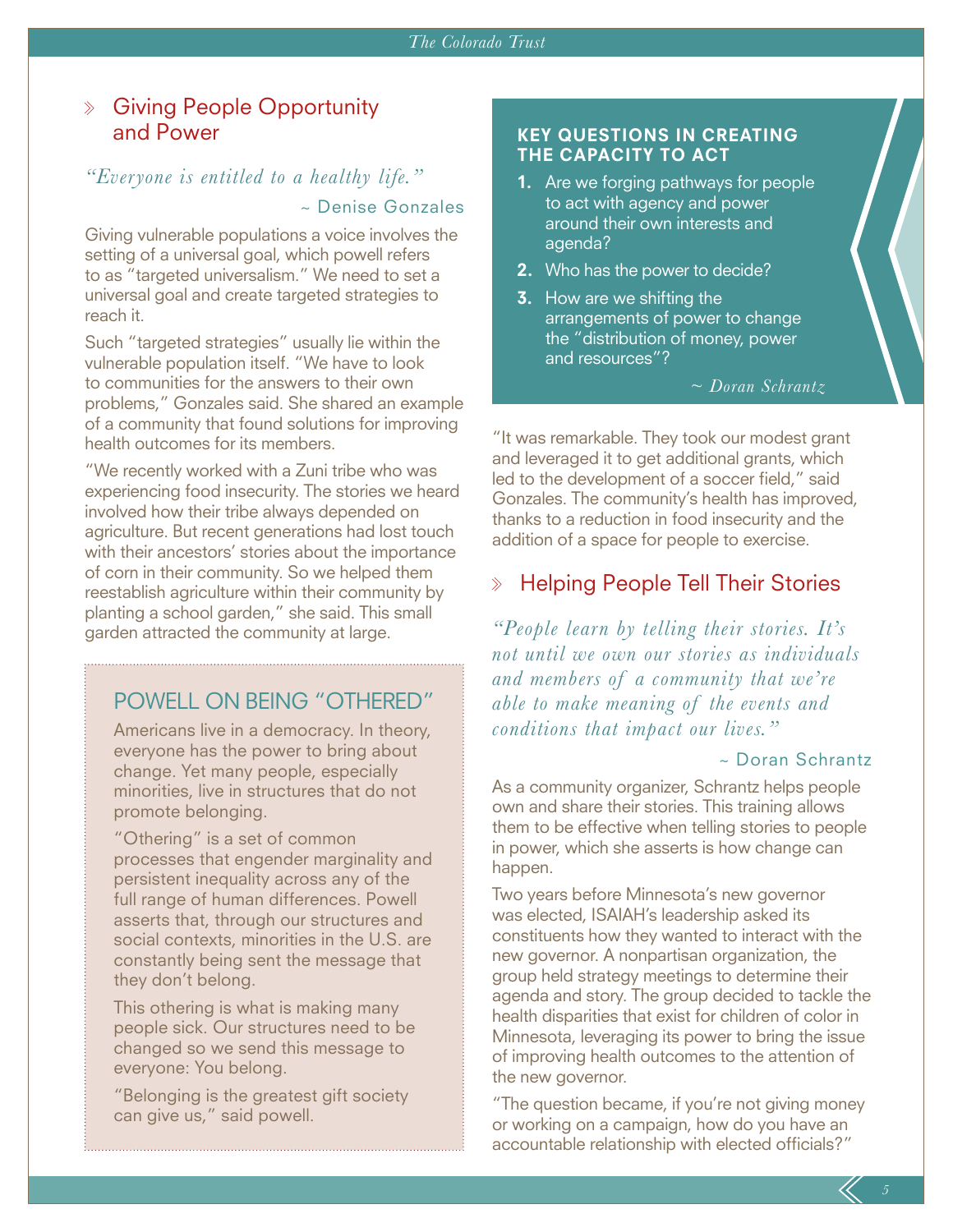## Giving People Opportunity and Power

*"Everyone is entitled to a healthy life."*

~ Denise Gonzales

Giving vulnerable populations a voice involves the setting of a universal goal, which powell refers to as "targeted universalism." We need to set a universal goal and create targeted strategies to reach it.

Such "targeted strategies" usually lie within the vulnerable population itself. "We have to look to communities for the answers to their own problems," Gonzales said. She shared an example of a community that found solutions for improving health outcomes for its members.

"We recently worked with a Zuni tribe who was experiencing food insecurity. The stories we heard involved how their tribe always depended on agriculture. But recent generations had lost touch with their ancestors' stories about the importance of corn in their community. So we helped them reestablish agriculture within their community by planting a school garden," she said. This small garden attracted the community at large.

### POWELL ON BEING "OTHERED"

Americans live in a democracy. In theory, everyone has the power to bring about change. Yet many people, especially minorities, live in structures that do not promote belonging.

"Othering" is a set of common processes that engender marginality and persistent inequality across any of the full range of human differences. Powell asserts that, through our structures and social contexts, minorities in the U.S. are constantly being sent the message that they don't belong.

This othering is what is making many people sick. Our structures need to be changed so we send this message to everyone: You belong.

"Belonging is the greatest gift society can give us," said powell.

### KEY QUESTIONS IN CREATING THE CAPACITY TO ACT

1. Are we forging pathways for people to act with agency and power around their own interests and agenda?
2. Who has the power to decide?
3. How are we shifting the arrangements of power to change the "distribution of money, power and resources"?

*~ Doran Schrantz*

"It was remarkable. They took our modest grant and leveraged it to get additional grants, which led to the development of a soccer field," said Gonzales. The community's health has improved, thanks to a reduction in food insecurity and the addition of a space for people to exercise.

## Helping People Tell Their Stories

*"People learn by telling their stories. It's not until we own our stories as individuals and members of a community that we're able to make meaning of the events and conditions that impact our lives."*

~ Doran Schrantz

As a community organizer, Schrantz helps people own and share their stories. This training allows them to be effective when telling stories to people in power, which she asserts is how change can happen.

Two years before Minnesota's new governor was elected, ISAIAH's leadership asked its constituents how they wanted to interact with the new governor. A nonpartisan organization, the group held strategy meetings to determine their agenda and story. The group decided to tackle the health disparities that exist for children of color in Minnesota, leveraging its power to bring the issue of improving health outcomes to the attention of the new governor.

"The question became, if you're not giving money or working on a campaign, how do you have an accountable relationship with elected officials?"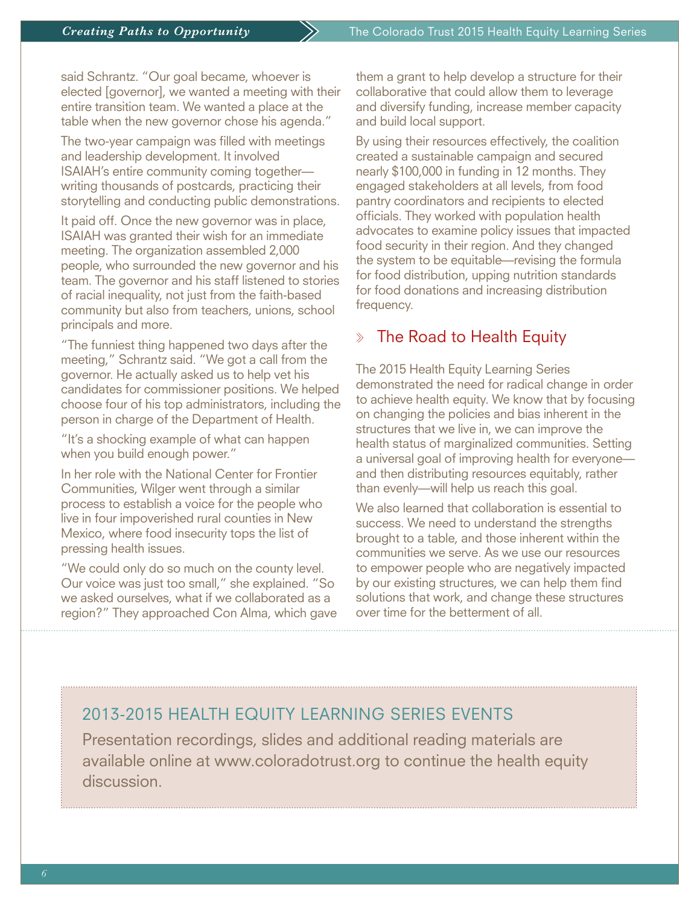said Schrantz. "Our goal became, whoever is elected [governor], we wanted a meeting with their entire transition team. We wanted a place at the table when the new governor chose his agenda."

The two-year campaign was filled with meetings and leadership development. It involved ISAIAH's entire community coming together—writing thousands of postcards, practicing their storytelling and conducting public demonstrations.

It paid off. Once the new governor was in place, ISAIAH was granted their wish for an immediate meeting. The organization assembled 2,000 people, who surrounded the new governor and his team. The governor and his staff listened to stories of racial inequality, not just from the faith-based community but also from teachers, unions, school principals and more.

"The funniest thing happened two days after the meeting," Schrantz said. "We got a call from the governor. He actually asked us to help vet his candidates for commissioner positions. We helped choose four of his top administrators, including the person in charge of the Department of Health.

"It's a shocking example of what can happen when you build enough power."

In her role with the National Center for Frontier Communities, Wilger went through a similar process to establish a voice for the people who live in four impoverished rural counties in New Mexico, where food insecurity tops the list of pressing health issues.

"We could only do so much on the county level. Our voice was just too small," she explained. "So we asked ourselves, what if we collaborated as a region?" They approached Con Alma, which gave them a grant to help develop a structure for their collaborative that could allow them to leverage and diversify funding, increase member capacity and build local support.

By using their resources effectively, the coalition created a sustainable campaign and secured nearly $100,000 in funding in 12 months. They engaged stakeholders at all levels, from food pantry coordinators and recipients to elected officials. They worked with population health advocates to examine policy issues that impacted food security in their region. And they changed the system to be equitable—revising the formula for food distribution, upping nutrition standards for food donations and increasing distribution frequency.

## The Road to Health Equity

The 2015 Health Equity Learning Series demonstrated the need for radical change in order to achieve health equity. We know that by focusing on changing the policies and bias inherent in the structures that we live in, we can improve the health status of marginalized communities. Setting a universal goal of improving health for everyone—and then distributing resources equitably, rather than evenly—will help us reach this goal.

We also learned that collaboration is essential to success. We need to understand the strengths brought to a table, and those inherent within the communities we serve. As we use our resources to empower people who are negatively impacted by our existing structures, we can help them find solutions that work, and change these structures over time for the betterment of all.

### 2013-2015 HEALTH EQUITY LEARNING SERIES EVENTS

Presentation recordings, slides and additional reading materials are available online at www.coloradotrust.org to continue the health equity discussion.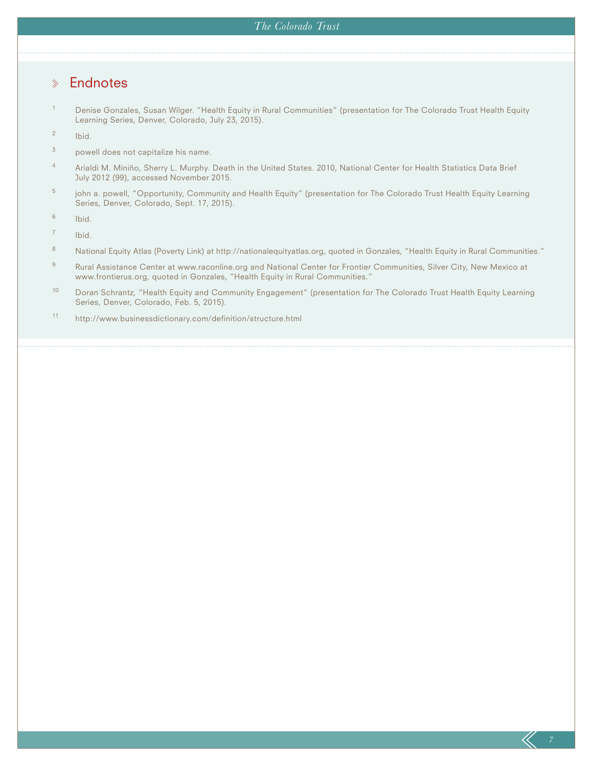## Endnotes

1. Denise Gonzales, Susan Wilger. "Health Equity in Rural Communities" (presentation for The Colorado Trust Health Equity Learning Series, Denver, Colorado, July 23, 2015).
2. Ibid.
3. powell does not capitalize his name.
4. Arialdi M. Miniño, Sherry L. Murphy. Death in the United States. 2010, National Center for Health Statistics Data Brief July 2012 (99), accessed November 2015.
5. john a. powell, "Opportunity, Community and Health Equity" (presentation for The Colorado Trust Health Equity Learning Series, Denver, Colorado, Sept. 17, 2015).
6. Ibid.
7. Ibid.
8. National Equity Atlas (Poverty Link) at http://nationalequityatlas.org, quoted in Gonzales, "Health Equity in Rural Communities."
9. Rural Assistance Center at www.raconline.org and National Center for Frontier Communities, Silver City, New Mexico at www.frontierus.org, quoted in Gonzales, "Health Equity in Rural Communities."
10. Doran Schrantz, "Health Equity and Community Engagement" (presentation for The Colorado Trust Health Equity Learning Series, Denver, Colorado, Feb. 5, 2015).
11. http://www.businessdictionary.com/definition/structure.html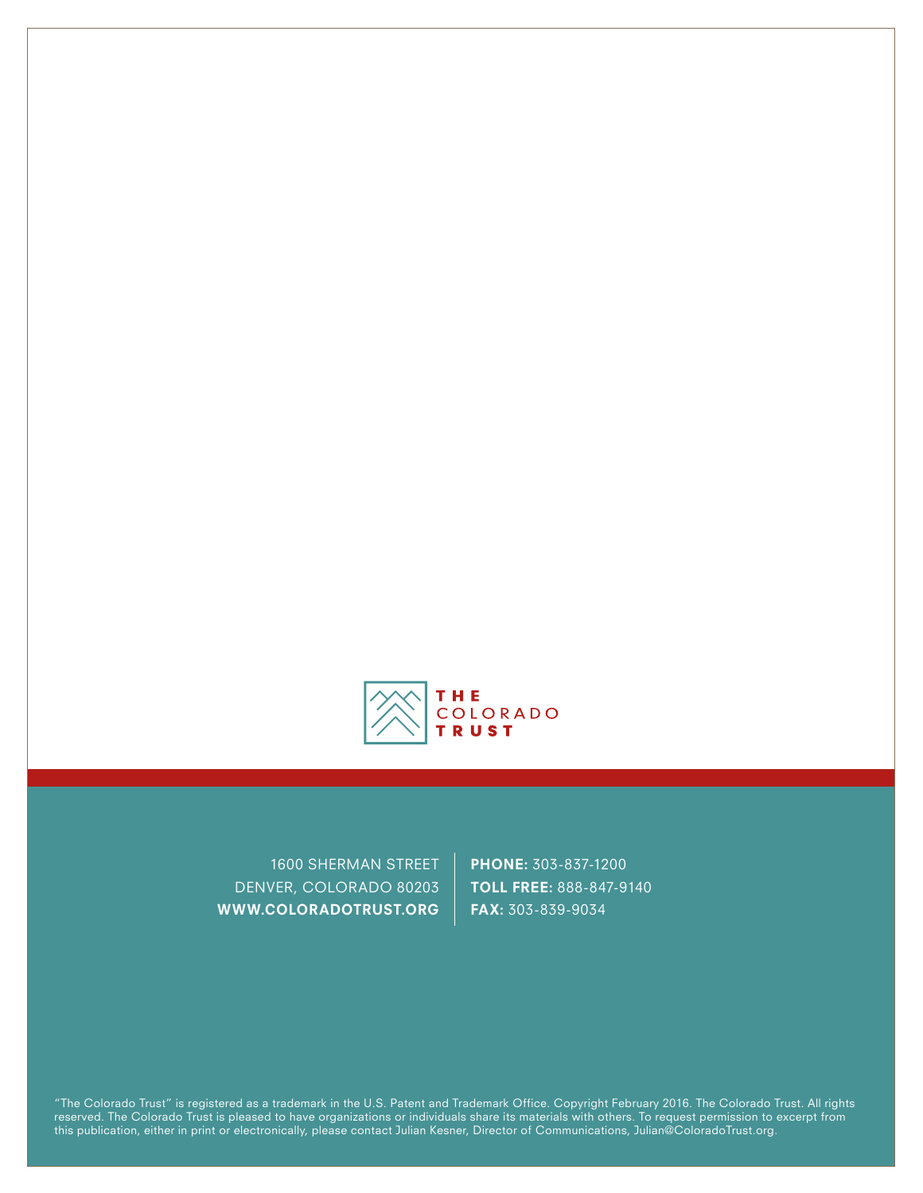THE COLORADO TRUST

1600 SHERMAN STREET
DENVER, COLORADO 80203
**WWW.COLORADOTRUST.ORG**

**PHONE:** 303-837-1200
**TOLL FREE:** 888-847-9140
**FAX:** 303-839-9034

"The Colorado Trust" is registered as a trademark in the U.S. Patent and Trademark Office. Copyright February 2016. The Colorado Trust. All rights reserved. The Colorado Trust is pleased to have organizations or individuals share its materials with others. To request permission to excerpt from this publication, either in print or electronically, please contact Julian Kesner, Director of Communications, Julian@ColoradoTrust.org.